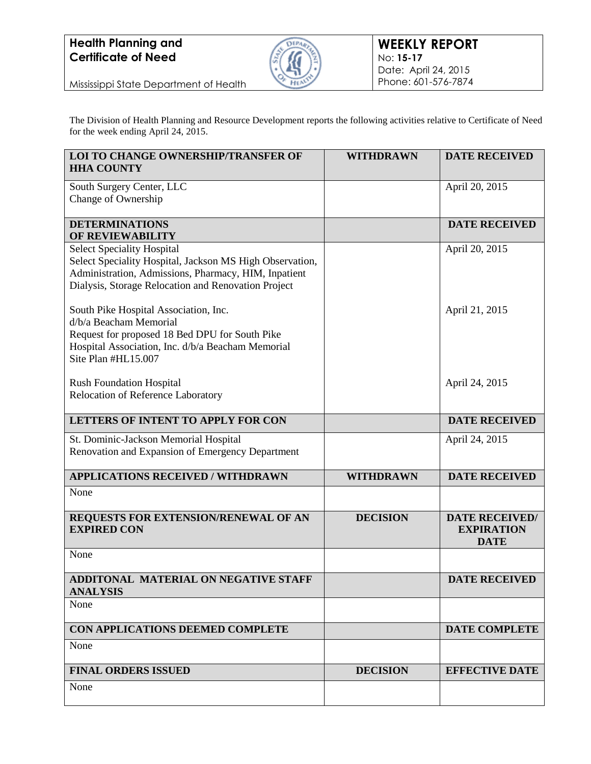**Health Planning and Certificate of Need**

Mississippi State Department of Health

**WEEKLY REPORT**
No: **15-17**
Date: April 24, 2015
Phone: 601-576-7874

The Division of Health Planning and Resource Development reports the following activities relative to Certificate of Need for the week ending April 24, 2015.

| **LOI TO CHANGE OWNERSHIP/TRANSFER OF HHA COUNTY** | **WITHDRAWN** | **DATE RECEIVED** |
|---|---|---|
| South Surgery Center, LLC<br>Change of Ownership | | April 20, 2015 |
| **DETERMINATIONS OF REVIEWABILITY** | | **DATE RECEIVED** |
| Select Speciality Hospital<br>Select Speciality Hospital, Jackson MS High Observation, Administration, Admissions, Pharmacy, HIM, Inpatient Dialysis, Storage Relocation and Renovation Project | | April 20, 2015 |
| South Pike Hospital Association, Inc.<br>d/b/a Beacham Memorial<br>Request for proposed 18 Bed DPU for South Pike Hospital Association, Inc. d/b/a Beacham Memorial<br>Site Plan #HL15.007 | | April 21, 2015 |
| Rush Foundation Hospital<br>Relocation of Reference Laboratory | | April 24, 2015 |
| **LETTERS OF INTENT TO APPLY FOR CON** | | **DATE RECEIVED** |
| St. Dominic-Jackson Memorial Hospital<br>Renovation and Expansion of Emergency Department | | April 24, 2015 |
| **APPLICATIONS RECEIVED / WITHDRAWN** | **WITHDRAWN** | **DATE RECEIVED** |
| None | | |
| **REQUESTS FOR EXTENSION/RENEWAL OF AN EXPIRED CON** | **DECISION** | **DATE RECEIVED/ EXPIRATION DATE** |
| None | | |
| **ADDITONAL MATERIAL ON NEGATIVE STAFF ANALYSIS** | | **DATE RECEIVED** |
| None | | |
| **CON APPLICATIONS DEEMED COMPLETE** | | **DATE COMPLETE** |
| None | | |
| **FINAL ORDERS ISSUED** | **DECISION** | **EFFECTIVE DATE** |
| None | | |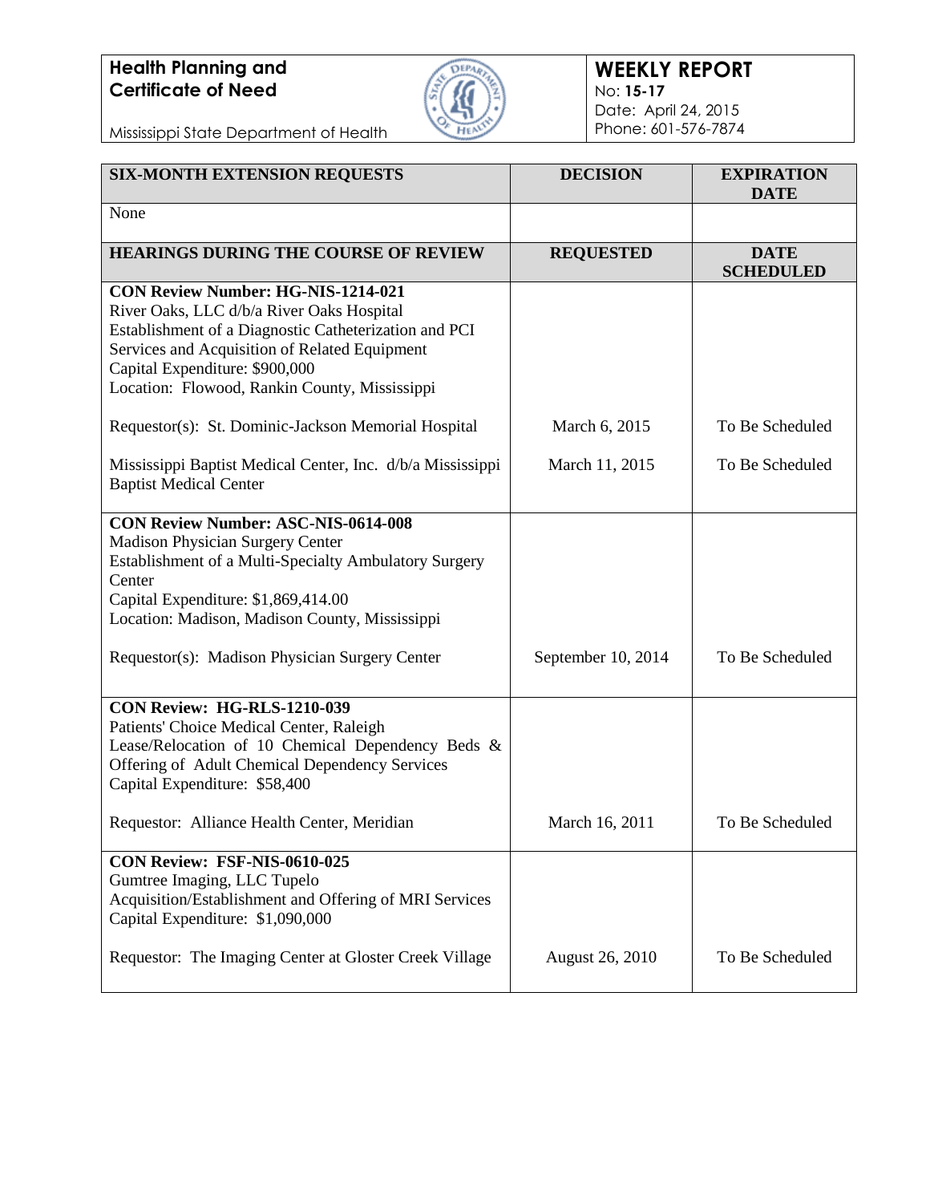**Health Planning and Certificate of Need**

Mississippi State Department of Health

**WEEKLY REPORT**
No: **15-17**
Date: April 24, 2015
Phone: 601-576-7874

| SIX-MONTH EXTENSION REQUESTS | DECISION | EXPIRATION DATE |
|---|---|---|
| None | | |

| HEARINGS DURING THE COURSE OF REVIEW | REQUESTED | DATE SCHEDULED |
|---|---|---|
| **CON Review Number: HG-NIS-1214-021**<br>River Oaks, LLC d/b/a River Oaks Hospital<br>Establishment of a Diagnostic Catheterization and PCI Services and Acquisition of Related Equipment<br>Capital Expenditure: $900,000<br>Location: Flowood, Rankin County, Mississippi | | |
| Requestor(s): St. Dominic-Jackson Memorial Hospital | March 6, 2015 | To Be Scheduled |
| Mississippi Baptist Medical Center, Inc. d/b/a Mississippi Baptist Medical Center | March 11, 2015 | To Be Scheduled |
| **CON Review Number: ASC-NIS-0614-008**<br>Madison Physician Surgery Center<br>Establishment of a Multi-Specialty Ambulatory Surgery Center<br>Capital Expenditure: $1,869,414.00<br>Location: Madison, Madison County, Mississippi | | |
| Requestor(s): Madison Physician Surgery Center | September 10, 2014 | To Be Scheduled |
| **CON Review: HG-RLS-1210-039**<br>Patients' Choice Medical Center, Raleigh<br>Lease/Relocation of 10 Chemical Dependency Beds & Offering of Adult Chemical Dependency Services<br>Capital Expenditure: $58,400 | | |
| Requestor: Alliance Health Center, Meridian | March 16, 2011 | To Be Scheduled |
| **CON Review: FSF-NIS-0610-025**<br>Gumtree Imaging, LLC Tupelo<br>Acquisition/Establishment and Offering of MRI Services<br>Capital Expenditure: $1,090,000 | | |
| Requestor: The Imaging Center at Gloster Creek Village | August 26, 2010 | To Be Scheduled |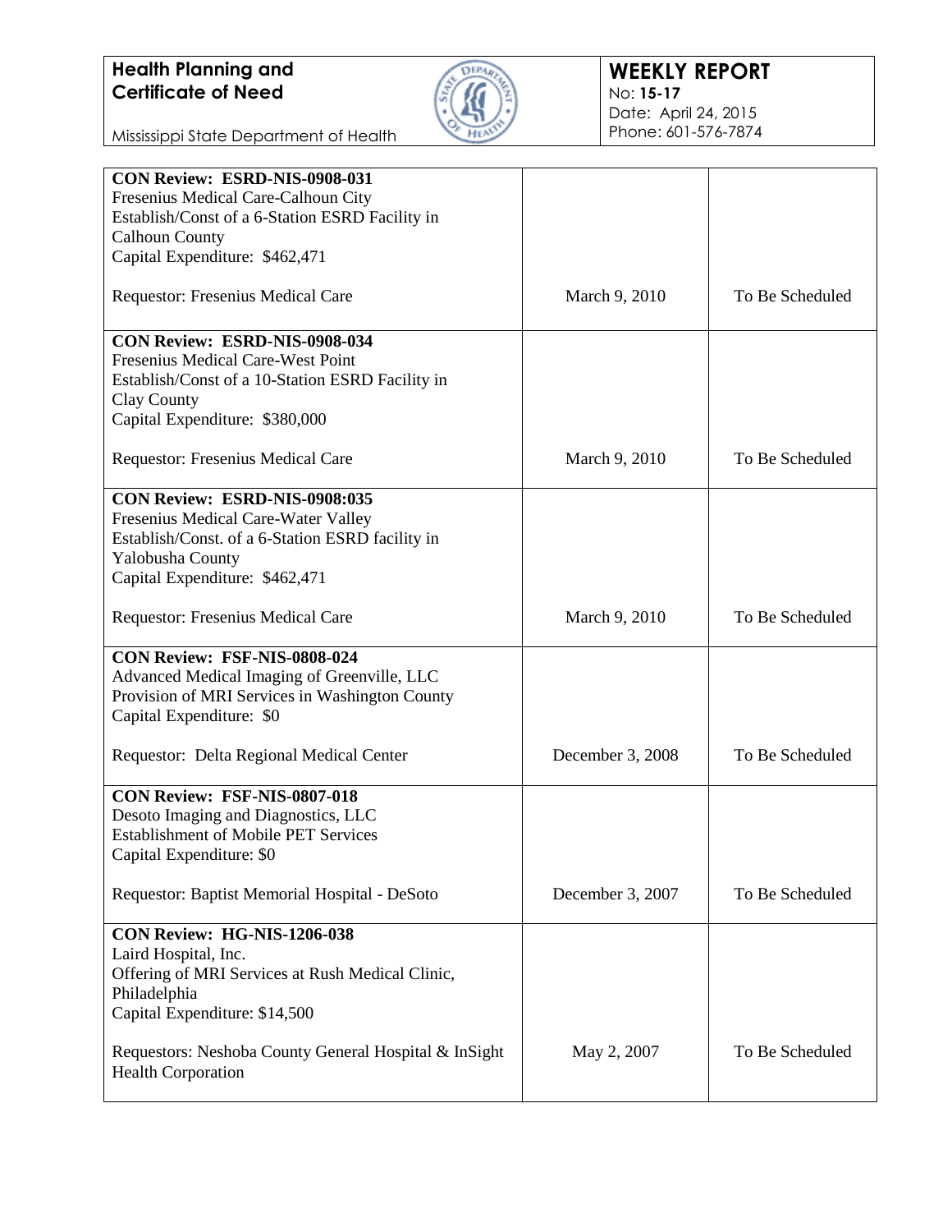| | | |
|---|---|---|
| **CON Review: ESRD-NIS-0908-031**<br>Fresenius Medical Care-Calhoun City<br>Establish/Const of a 6-Station ESRD Facility in Calhoun County<br>Capital Expenditure: $462,471<br><br>Requestor: Fresenius Medical Care | March 9, 2010 | To Be Scheduled |
| **CON Review: ESRD-NIS-0908-034**<br>Fresenius Medical Care-West Point<br>Establish/Const of a 10-Station ESRD Facility in Clay County<br>Capital Expenditure: $380,000<br><br>Requestor: Fresenius Medical Care | March 9, 2010 | To Be Scheduled |
| **CON Review: ESRD-NIS-0908:035**<br>Fresenius Medical Care-Water Valley<br>Establish/Const. of a 6-Station ESRD facility in Yalobusha County<br>Capital Expenditure: $462,471<br><br>Requestor: Fresenius Medical Care | March 9, 2010 | To Be Scheduled |
| **CON Review: FSF-NIS-0808-024**<br>Advanced Medical Imaging of Greenville, LLC<br>Provision of MRI Services in Washington County<br>Capital Expenditure: $0<br><br>Requestor: Delta Regional Medical Center | December 3, 2008 | To Be Scheduled |
| **CON Review: FSF-NIS-0807-018**<br>Desoto Imaging and Diagnostics, LLC<br>Establishment of Mobile PET Services<br>Capital Expenditure: $0<br><br>Requestor: Baptist Memorial Hospital - DeSoto | December 3, 2007 | To Be Scheduled |
| **CON Review: HG-NIS-1206-038**<br>Laird Hospital, Inc.<br>Offering of MRI Services at Rush Medical Clinic, Philadelphia<br>Capital Expenditure: $14,500<br><br>Requestors: Neshoba County General Hospital & InSight Health Corporation | May 2, 2007 | To Be Scheduled |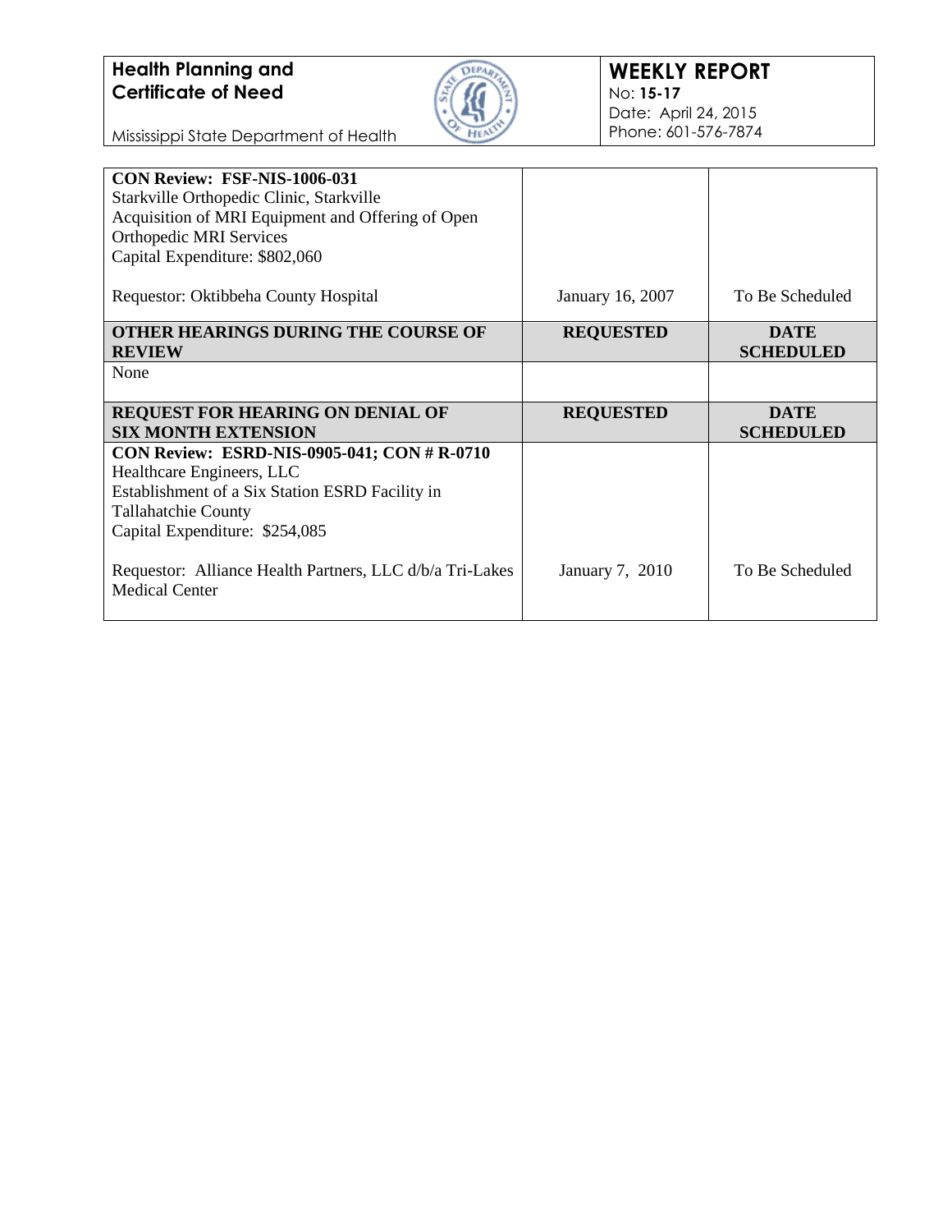**Health Planning and Certificate of Need**

Mississippi State Department of Health

**WEEKLY REPORT**
No: **15-17**
Date: April 24, 2015
Phone: 601-576-7874

| | | |
|---|---|---|
| **CON Review: FSF-NIS-1006-031**<br>Starkville Orthopedic Clinic, Starkville<br>Acquisition of MRI Equipment and Offering of Open Orthopedic MRI Services<br>Capital Expenditure: $802,060<br><br>Requestor: Oktibbeha County Hospital | January 16, 2007 | To Be Scheduled |
| **OTHER HEARINGS DURING THE COURSE OF REVIEW** | **REQUESTED** | **DATE SCHEDULED** |
| None | | |
| **REQUEST FOR HEARING ON DENIAL OF SIX MONTH EXTENSION** | **REQUESTED** | **DATE SCHEDULED** |
| **CON Review: ESRD-NIS-0905-041; CON # R-0710**<br>Healthcare Engineers, LLC<br>Establishment of a Six Station ESRD Facility in Tallahatchie County<br>Capital Expenditure: $254,085<br><br>Requestor: Alliance Health Partners, LLC d/b/a Tri-Lakes Medical Center | January 7, 2010 | To Be Scheduled |